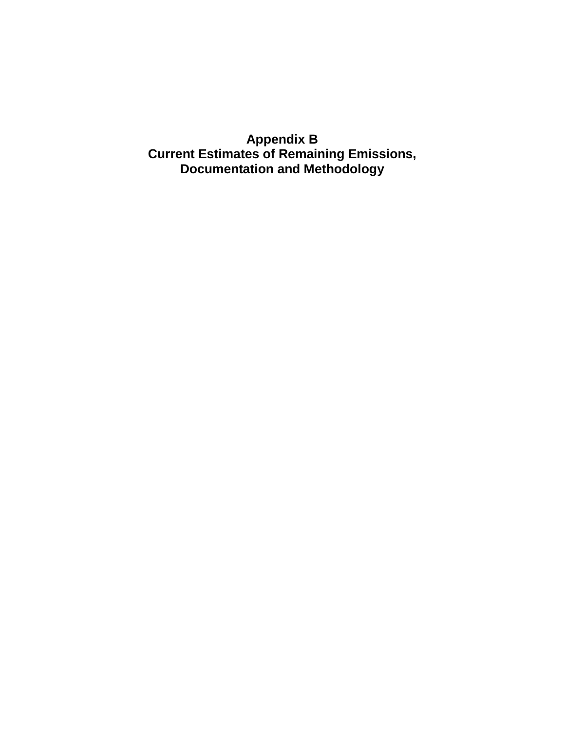# Appendix B
# Current Estimates of Remaining Emissions, Documentation and Methodology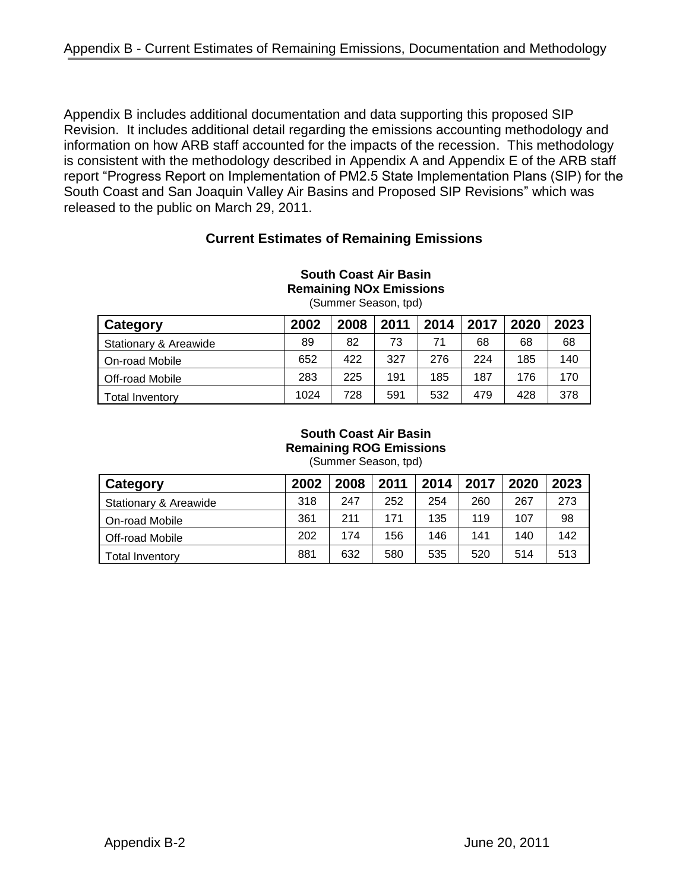Appendix B includes additional documentation and data supporting this proposed SIP Revision. It includes additional detail regarding the emissions accounting methodology and information on how ARB staff accounted for the impacts of the recession. This methodology is consistent with the methodology described in Appendix A and Appendix E of the ARB staff report "Progress Report on Implementation of PM2.5 State Implementation Plans (SIP) for the South Coast and San Joaquin Valley Air Basins and Proposed SIP Revisions" which was released to the public on March 29, 2011.

## Current Estimates of Remaining Emissions

**South Coast Air Basin**
**Remaining NOx Emissions**
(Summer Season, tpd)

| Category | 2002 | 2008 | 2011 | 2014 | 2017 | 2020 | 2023 |
|---|---|---|---|---|---|---|---|
| Stationary & Areawide | 89 | 82 | 73 | 71 | 68 | 68 | 68 |
| On-road Mobile | 652 | 422 | 327 | 276 | 224 | 185 | 140 |
| Off-road Mobile | 283 | 225 | 191 | 185 | 187 | 176 | 170 |
| Total Inventory | 1024 | 728 | 591 | 532 | 479 | 428 | 378 |

**South Coast Air Basin**
**Remaining ROG Emissions**
(Summer Season, tpd)

| Category | 2002 | 2008 | 2011 | 2014 | 2017 | 2020 | 2023 |
|---|---|---|---|---|---|---|---|
| Stationary & Areawide | 318 | 247 | 252 | 254 | 260 | 267 | 273 |
| On-road Mobile | 361 | 211 | 171 | 135 | 119 | 107 | 98 |
| Off-road Mobile | 202 | 174 | 156 | 146 | 141 | 140 | 142 |
| Total Inventory | 881 | 632 | 580 | 535 | 520 | 514 | 513 |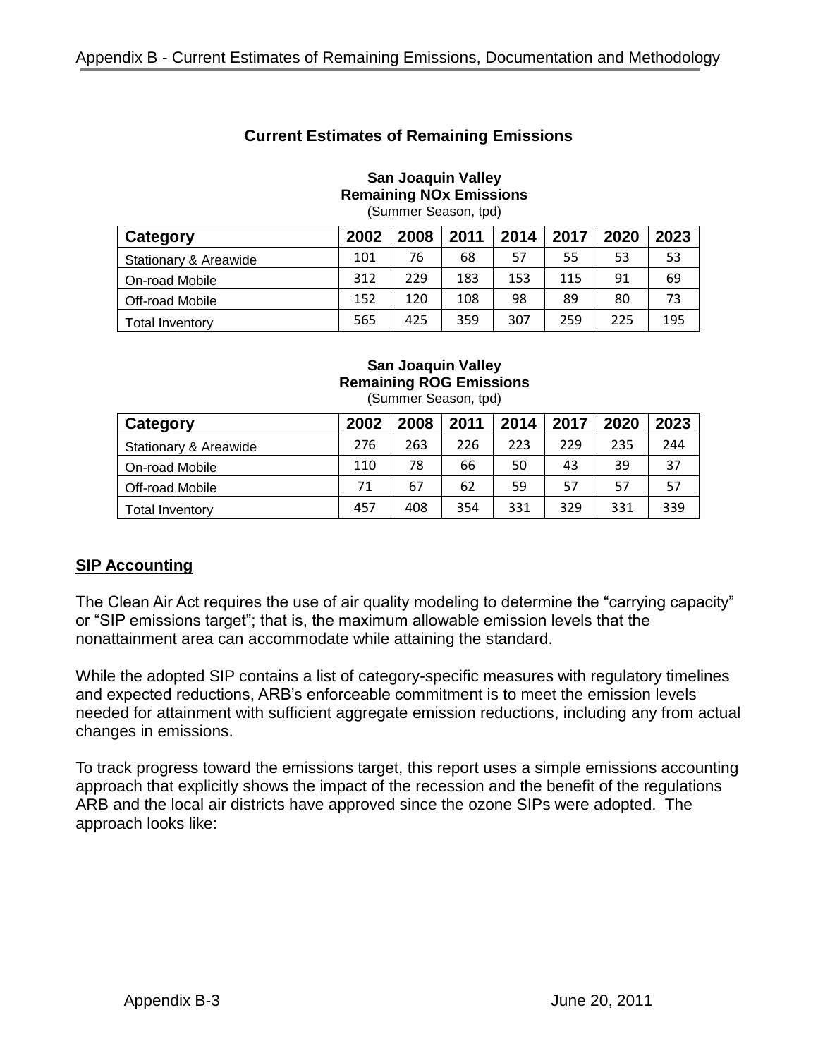## Current Estimates of Remaining Emissions

**San Joaquin Valley**
**Remaining NOx Emissions**
(Summer Season, tpd)

| Category | 2002 | 2008 | 2011 | 2014 | 2017 | 2020 | 2023 |
|---|---|---|---|---|---|---|---|
| Stationary & Areawide | 101 | 76 | 68 | 57 | 55 | 53 | 53 |
| On-road Mobile | 312 | 229 | 183 | 153 | 115 | 91 | 69 |
| Off-road Mobile | 152 | 120 | 108 | 98 | 89 | 80 | 73 |
| Total Inventory | 565 | 425 | 359 | 307 | 259 | 225 | 195 |

**San Joaquin Valley**
**Remaining ROG Emissions**
(Summer Season, tpd)

| Category | 2002 | 2008 | 2011 | 2014 | 2017 | 2020 | 2023 |
|---|---|---|---|---|---|---|---|
| Stationary & Areawide | 276 | 263 | 226 | 223 | 229 | 235 | 244 |
| On-road Mobile | 110 | 78 | 66 | 50 | 43 | 39 | 37 |
| Off-road Mobile | 71 | 67 | 62 | 59 | 57 | 57 | 57 |
| Total Inventory | 457 | 408 | 354 | 331 | 329 | 331 | 339 |

### SIP Accounting

The Clean Air Act requires the use of air quality modeling to determine the "carrying capacity" or "SIP emissions target"; that is, the maximum allowable emission levels that the nonattainment area can accommodate while attaining the standard.

While the adopted SIP contains a list of category-specific measures with regulatory timelines and expected reductions, ARB's enforceable commitment is to meet the emission levels needed for attainment with sufficient aggregate emission reductions, including any from actual changes in emissions.

To track progress toward the emissions target, this report uses a simple emissions accounting approach that explicitly shows the impact of the recession and the benefit of the regulations ARB and the local air districts have approved since the ozone SIPs were adopted. The approach looks like: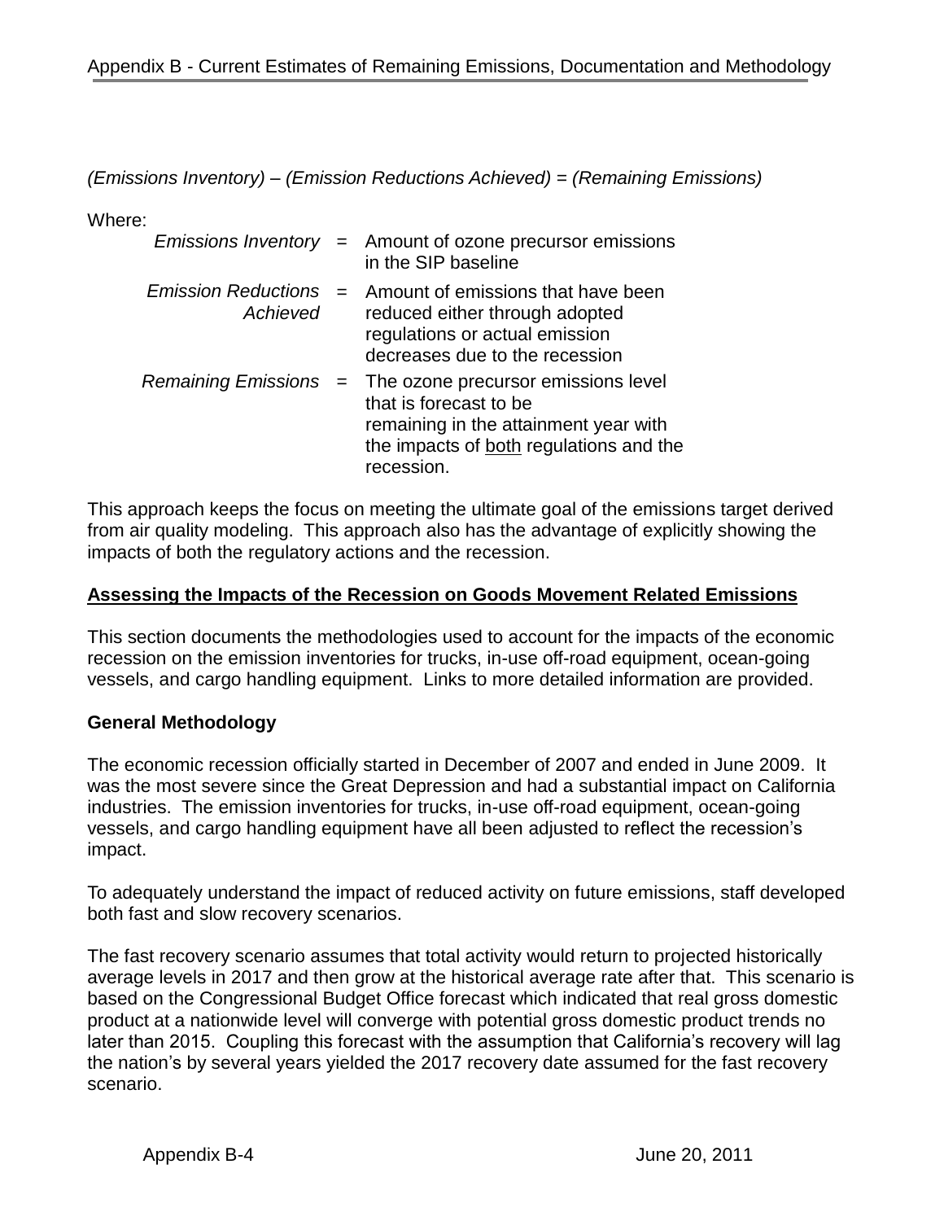*(Emissions Inventory) – (Emission Reductions Achieved) = (Remaining Emissions)*

Where:

| | | |
|---|---|---|
| *Emissions Inventory* | = | Amount of ozone precursor emissions in the SIP baseline |
| *Emission Reductions Achieved* | = | Amount of emissions that have been reduced either through adopted regulations or actual emission decreases due to the recession |
| *Remaining Emissions* | = | The ozone precursor emissions level that is forecast to be remaining in the attainment year with the impacts of both regulations and the recession. |

This approach keeps the focus on meeting the ultimate goal of the emissions target derived from air quality modeling. This approach also has the advantage of explicitly showing the impacts of both the regulatory actions and the recession.

## Assessing the Impacts of the Recession on Goods Movement Related Emissions

This section documents the methodologies used to account for the impacts of the economic recession on the emission inventories for trucks, in-use off-road equipment, ocean-going vessels, and cargo handling equipment. Links to more detailed information are provided.

### General Methodology

The economic recession officially started in December of 2007 and ended in June 2009. It was the most severe since the Great Depression and had a substantial impact on California industries. The emission inventories for trucks, in-use off-road equipment, ocean-going vessels, and cargo handling equipment have all been adjusted to reflect the recession's impact.

To adequately understand the impact of reduced activity on future emissions, staff developed both fast and slow recovery scenarios.

The fast recovery scenario assumes that total activity would return to projected historically average levels in 2017 and then grow at the historical average rate after that. This scenario is based on the Congressional Budget Office forecast which indicated that real gross domestic product at a nationwide level will converge with potential gross domestic product trends no later than 2015. Coupling this forecast with the assumption that California's recovery will lag the nation's by several years yielded the 2017 recovery date assumed for the fast recovery scenario.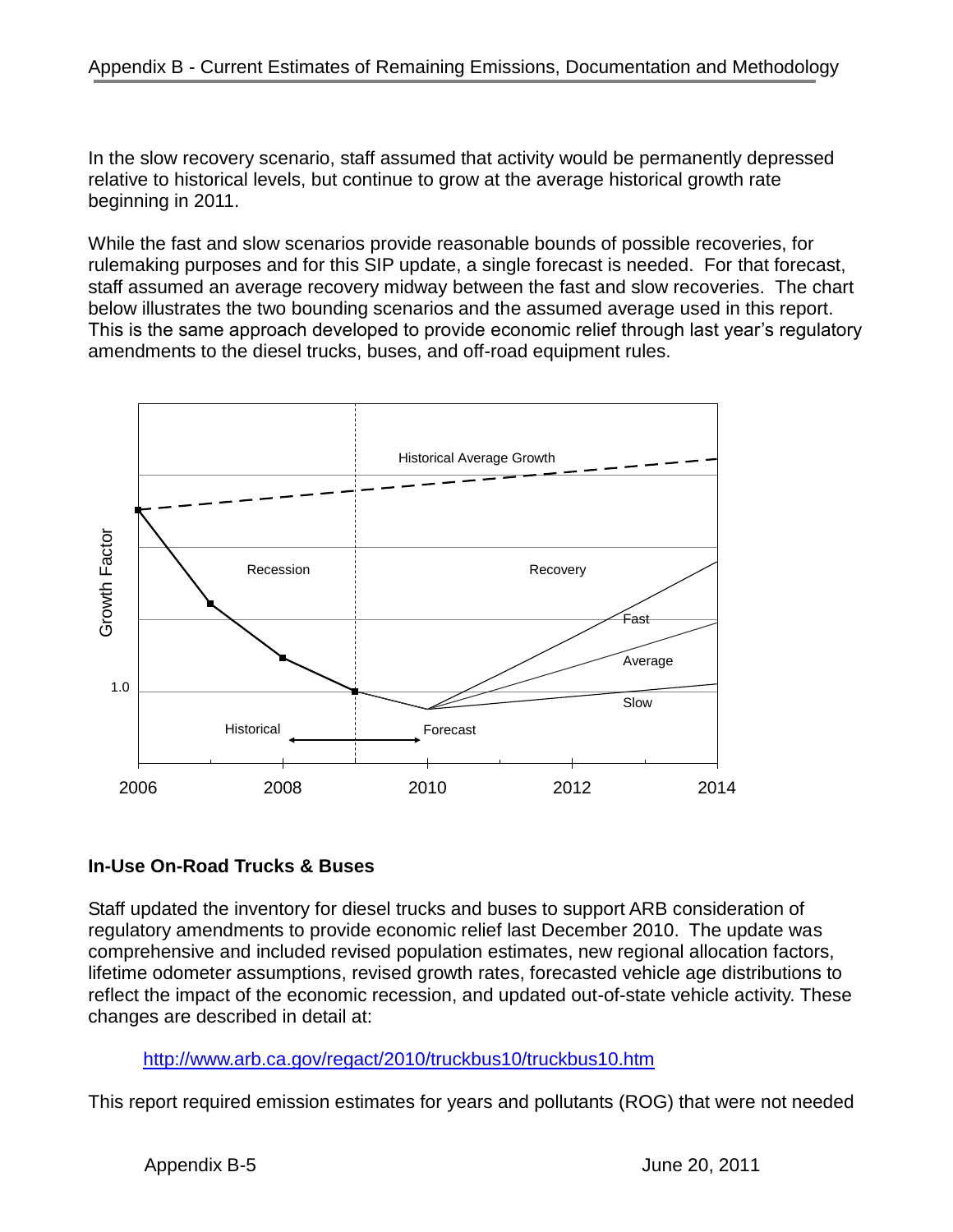In the slow recovery scenario, staff assumed that activity would be permanently depressed relative to historical levels, but continue to grow at the average historical growth rate beginning in 2011.

While the fast and slow scenarios provide reasonable bounds of possible recoveries, for rulemaking purposes and for this SIP update, a single forecast is needed. For that forecast, staff assumed an average recovery midway between the fast and slow recoveries. The chart below illustrates the two bounding scenarios and the assumed average used in this report. This is the same approach developed to provide economic relief through last year's regulatory amendments to the diesel trucks, buses, and off-road equipment rules.

## In-Use On-Road Trucks & Buses

Staff updated the inventory for diesel trucks and buses to support ARB consideration of regulatory amendments to provide economic relief last December 2010. The update was comprehensive and included revised population estimates, new regional allocation factors, lifetime odometer assumptions, revised growth rates, forecasted vehicle age distributions to reflect the impact of the economic recession, and updated out-of-state vehicle activity. These changes are described in detail at:

http://www.arb.ca.gov/regact/2010/truckbus10/truckbus10.htm

This report required emission estimates for years and pollutants (ROG) that were not needed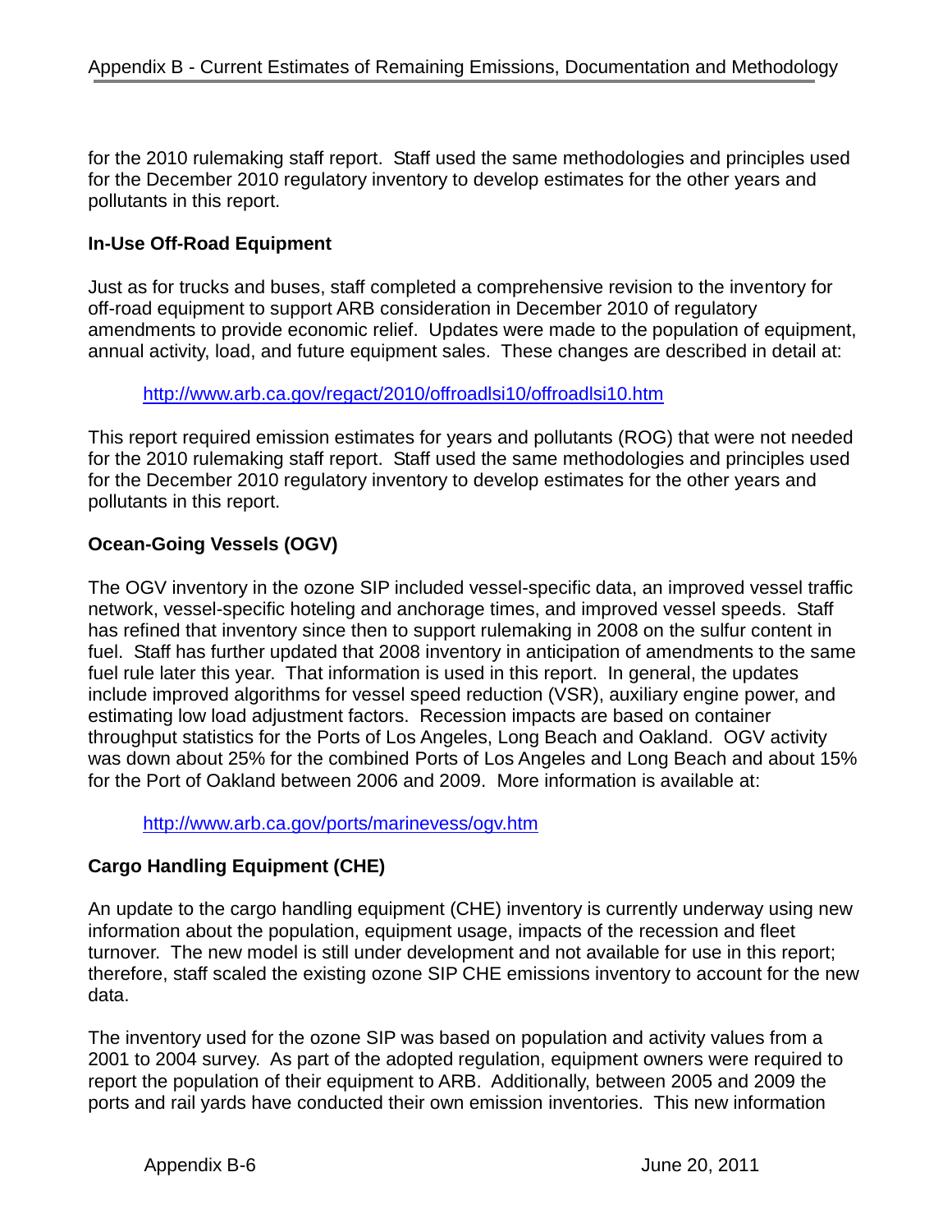for the 2010 rulemaking staff report. Staff used the same methodologies and principles used for the December 2010 regulatory inventory to develop estimates for the other years and pollutants in this report.

**In-Use Off-Road Equipment**

Just as for trucks and buses, staff completed a comprehensive revision to the inventory for off-road equipment to support ARB consideration in December 2010 of regulatory amendments to provide economic relief. Updates were made to the population of equipment, annual activity, load, and future equipment sales. These changes are described in detail at:

http://www.arb.ca.gov/regact/2010/offroadlsi10/offroadlsi10.htm

This report required emission estimates for years and pollutants (ROG) that were not needed for the 2010 rulemaking staff report. Staff used the same methodologies and principles used for the December 2010 regulatory inventory to develop estimates for the other years and pollutants in this report.

**Ocean-Going Vessels (OGV)**

The OGV inventory in the ozone SIP included vessel-specific data, an improved vessel traffic network, vessel-specific hoteling and anchorage times, and improved vessel speeds. Staff has refined that inventory since then to support rulemaking in 2008 on the sulfur content in fuel. Staff has further updated that 2008 inventory in anticipation of amendments to the same fuel rule later this year. That information is used in this report. In general, the updates include improved algorithms for vessel speed reduction (VSR), auxiliary engine power, and estimating low load adjustment factors. Recession impacts are based on container throughput statistics for the Ports of Los Angeles, Long Beach and Oakland. OGV activity was down about 25% for the combined Ports of Los Angeles and Long Beach and about 15% for the Port of Oakland between 2006 and 2009. More information is available at:

http://www.arb.ca.gov/ports/marinevess/ogv.htm

**Cargo Handling Equipment (CHE)**

An update to the cargo handling equipment (CHE) inventory is currently underway using new information about the population, equipment usage, impacts of the recession and fleet turnover. The new model is still under development and not available for use in this report; therefore, staff scaled the existing ozone SIP CHE emissions inventory to account for the new data.

The inventory used for the ozone SIP was based on population and activity values from a 2001 to 2004 survey. As part of the adopted regulation, equipment owners were required to report the population of their equipment to ARB. Additionally, between 2005 and 2009 the ports and rail yards have conducted their own emission inventories. This new information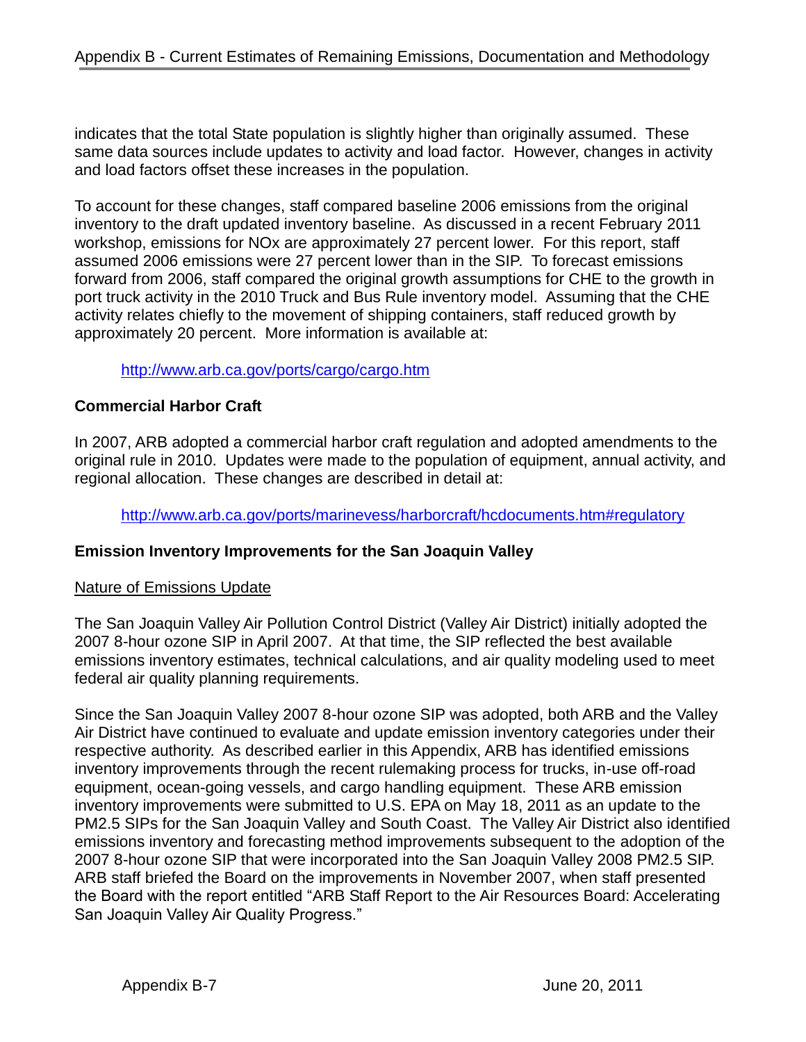indicates that the total State population is slightly higher than originally assumed. These same data sources include updates to activity and load factor. However, changes in activity and load factors offset these increases in the population.

To account for these changes, staff compared baseline 2006 emissions from the original inventory to the draft updated inventory baseline. As discussed in a recent February 2011 workshop, emissions for NOx are approximately 27 percent lower. For this report, staff assumed 2006 emissions were 27 percent lower than in the SIP. To forecast emissions forward from 2006, staff compared the original growth assumptions for CHE to the growth in port truck activity in the 2010 Truck and Bus Rule inventory model. Assuming that the CHE activity relates chiefly to the movement of shipping containers, staff reduced growth by approximately 20 percent. More information is available at:

> http://www.arb.ca.gov/ports/cargo/cargo.htm

**Commercial Harbor Craft**

In 2007, ARB adopted a commercial harbor craft regulation and adopted amendments to the original rule in 2010. Updates were made to the population of equipment, annual activity, and regional allocation. These changes are described in detail at:

> http://www.arb.ca.gov/ports/marinevess/harborcraft/hcdocuments.htm#regulatory

**Emission Inventory Improvements for the San Joaquin Valley**

Nature of Emissions Update

The San Joaquin Valley Air Pollution Control District (Valley Air District) initially adopted the 2007 8-hour ozone SIP in April 2007. At that time, the SIP reflected the best available emissions inventory estimates, technical calculations, and air quality modeling used to meet federal air quality planning requirements.

Since the San Joaquin Valley 2007 8-hour ozone SIP was adopted, both ARB and the Valley Air District have continued to evaluate and update emission inventory categories under their respective authority. As described earlier in this Appendix, ARB has identified emissions inventory improvements through the recent rulemaking process for trucks, in-use off-road equipment, ocean-going vessels, and cargo handling equipment. These ARB emission inventory improvements were submitted to U.S. EPA on May 18, 2011 as an update to the PM2.5 SIPs for the San Joaquin Valley and South Coast. The Valley Air District also identified emissions inventory and forecasting method improvements subsequent to the adoption of the 2007 8-hour ozone SIP that were incorporated into the San Joaquin Valley 2008 PM2.5 SIP. ARB staff briefed the Board on the improvements in November 2007, when staff presented the Board with the report entitled "ARB Staff Report to the Air Resources Board: Accelerating San Joaquin Valley Air Quality Progress."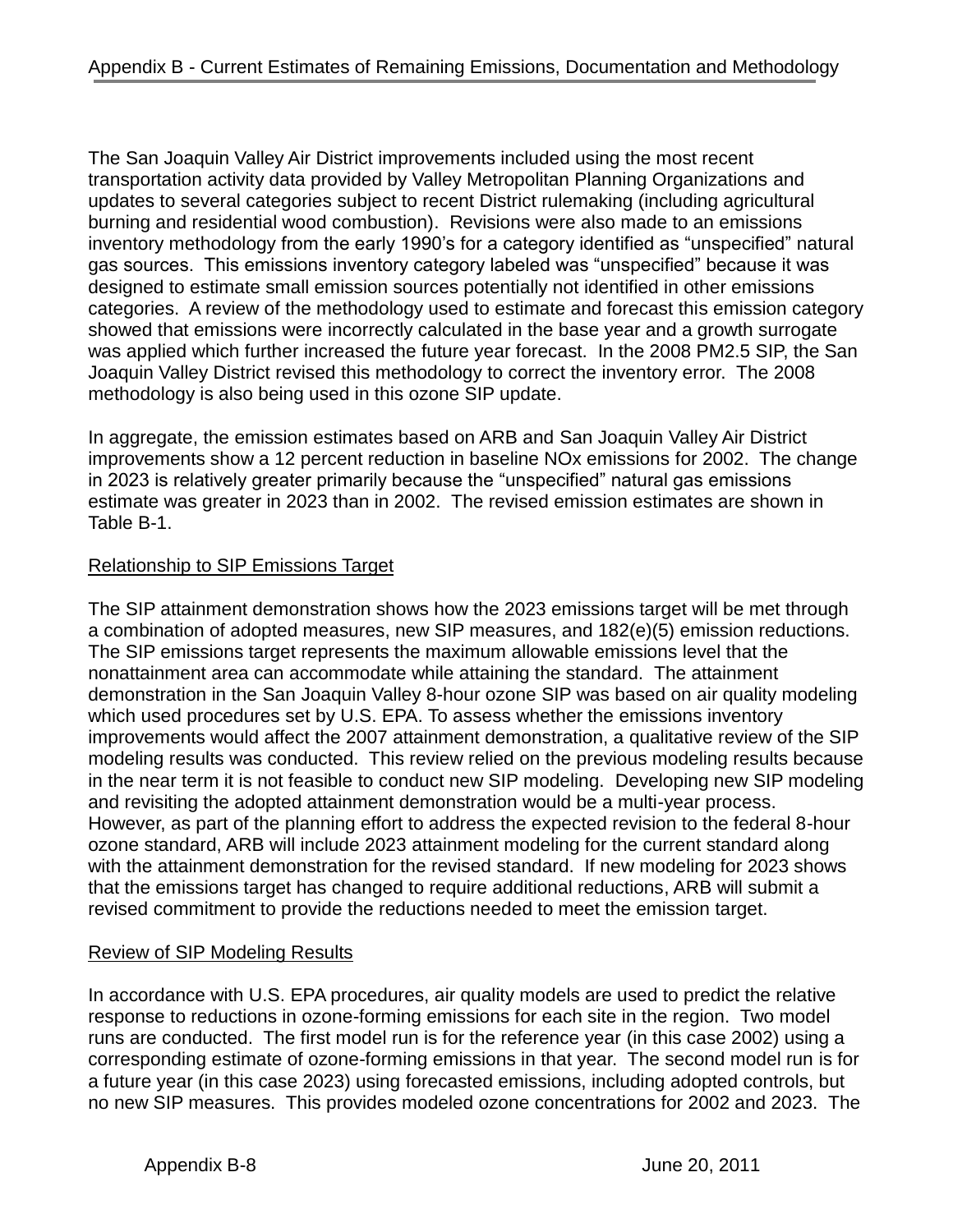The San Joaquin Valley Air District improvements included using the most recent transportation activity data provided by Valley Metropolitan Planning Organizations and updates to several categories subject to recent District rulemaking (including agricultural burning and residential wood combustion). Revisions were also made to an emissions inventory methodology from the early 1990's for a category identified as "unspecified" natural gas sources. This emissions inventory category labeled was "unspecified" because it was designed to estimate small emission sources potentially not identified in other emissions categories. A review of the methodology used to estimate and forecast this emission category showed that emissions were incorrectly calculated in the base year and a growth surrogate was applied which further increased the future year forecast. In the 2008 PM2.5 SIP, the San Joaquin Valley District revised this methodology to correct the inventory error. The 2008 methodology is also being used in this ozone SIP update.

In aggregate, the emission estimates based on ARB and San Joaquin Valley Air District improvements show a 12 percent reduction in baseline NOx emissions for 2002. The change in 2023 is relatively greater primarily because the "unspecified" natural gas emissions estimate was greater in 2023 than in 2002. The revised emission estimates are shown in Table B-1.

## Relationship to SIP Emissions Target

The SIP attainment demonstration shows how the 2023 emissions target will be met through a combination of adopted measures, new SIP measures, and 182(e)(5) emission reductions. The SIP emissions target represents the maximum allowable emissions level that the nonattainment area can accommodate while attaining the standard. The attainment demonstration in the San Joaquin Valley 8-hour ozone SIP was based on air quality modeling which used procedures set by U.S. EPA. To assess whether the emissions inventory improvements would affect the 2007 attainment demonstration, a qualitative review of the SIP modeling results was conducted. This review relied on the previous modeling results because in the near term it is not feasible to conduct new SIP modeling. Developing new SIP modeling and revisiting the adopted attainment demonstration would be a multi-year process. However, as part of the planning effort to address the expected revision to the federal 8-hour ozone standard, ARB will include 2023 attainment modeling for the current standard along with the attainment demonstration for the revised standard. If new modeling for 2023 shows that the emissions target has changed to require additional reductions, ARB will submit a revised commitment to provide the reductions needed to meet the emission target.

## Review of SIP Modeling Results

In accordance with U.S. EPA procedures, air quality models are used to predict the relative response to reductions in ozone-forming emissions for each site in the region. Two model runs are conducted. The first model run is for the reference year (in this case 2002) using a corresponding estimate of ozone-forming emissions in that year. The second model run is for a future year (in this case 2023) using forecasted emissions, including adopted controls, but no new SIP measures. This provides modeled ozone concentrations for 2002 and 2023. The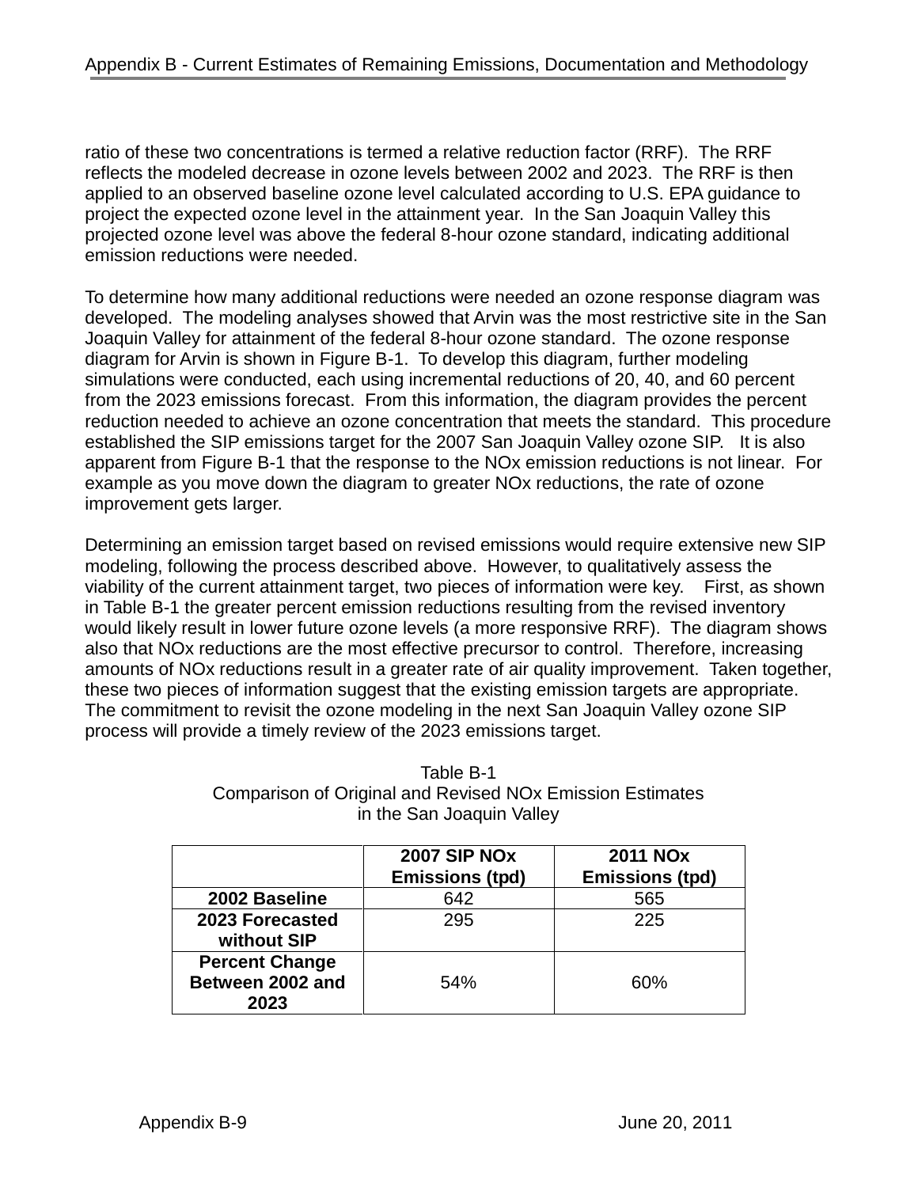ratio of these two concentrations is termed a relative reduction factor (RRF). The RRF reflects the modeled decrease in ozone levels between 2002 and 2023. The RRF is then applied to an observed baseline ozone level calculated according to U.S. EPA guidance to project the expected ozone level in the attainment year. In the San Joaquin Valley this projected ozone level was above the federal 8-hour ozone standard, indicating additional emission reductions were needed.

To determine how many additional reductions were needed an ozone response diagram was developed. The modeling analyses showed that Arvin was the most restrictive site in the San Joaquin Valley for attainment of the federal 8-hour ozone standard. The ozone response diagram for Arvin is shown in Figure B-1. To develop this diagram, further modeling simulations were conducted, each using incremental reductions of 20, 40, and 60 percent from the 2023 emissions forecast. From this information, the diagram provides the percent reduction needed to achieve an ozone concentration that meets the standard. This procedure established the SIP emissions target for the 2007 San Joaquin Valley ozone SIP. It is also apparent from Figure B-1 that the response to the NOx emission reductions is not linear. For example as you move down the diagram to greater NOx reductions, the rate of ozone improvement gets larger.

Determining an emission target based on revised emissions would require extensive new SIP modeling, following the process described above. However, to qualitatively assess the viability of the current attainment target, two pieces of information were key. First, as shown in Table B-1 the greater percent emission reductions resulting from the revised inventory would likely result in lower future ozone levels (a more responsive RRF). The diagram shows also that NOx reductions are the most effective precursor to control. Therefore, increasing amounts of NOx reductions result in a greater rate of air quality improvement. Taken together, these two pieces of information suggest that the existing emission targets are appropriate. The commitment to revisit the ozone modeling in the next San Joaquin Valley ozone SIP process will provide a timely review of the 2023 emissions target.

Table B-1
Comparison of Original and Revised NOx Emission Estimates
in the San Joaquin Valley

| | **2007 SIP NOx Emissions (tpd)** | **2011 NOx Emissions (tpd)** |
|---|---|---|
| **2002 Baseline** | 642 | 565 |
| **2023 Forecasted without SIP** | 295 | 225 |
| **Percent Change Between 2002 and 2023** | 54% | 60% |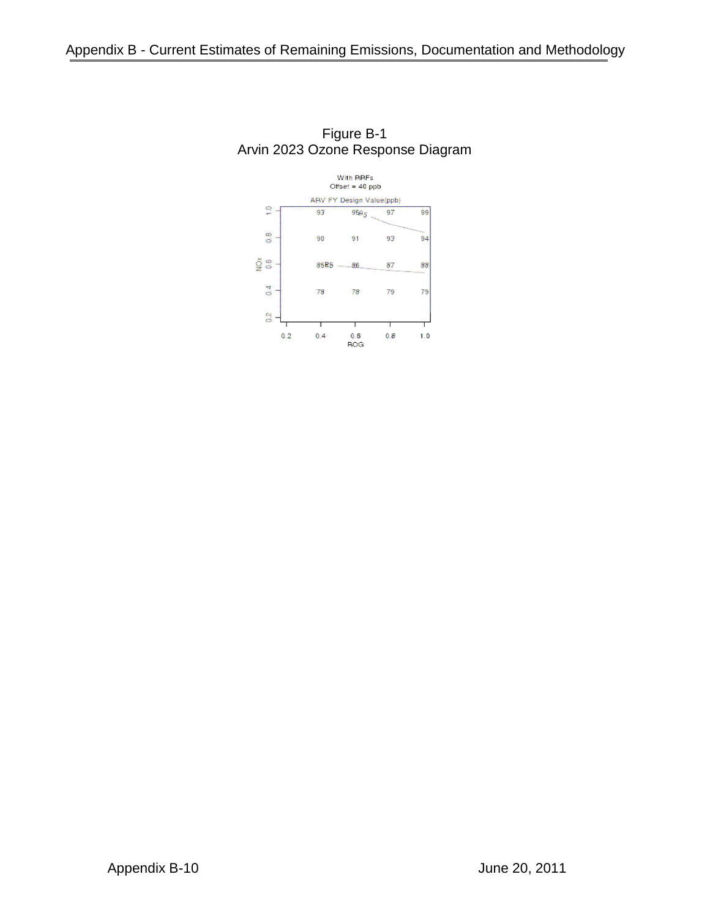Figure B-1
Arvin 2023 Ozone Response Diagram

With RRFs
Offset = 40 ppb

ARV FY Design Value(ppb)

NOx

1.0
0.8
0.6
0.4
0.2

93
95
95
97
99
90
91
93
94
85
85
86
87
88
78
78
79
79

0.2
0.4
0.6
0.8
1.0

ROG